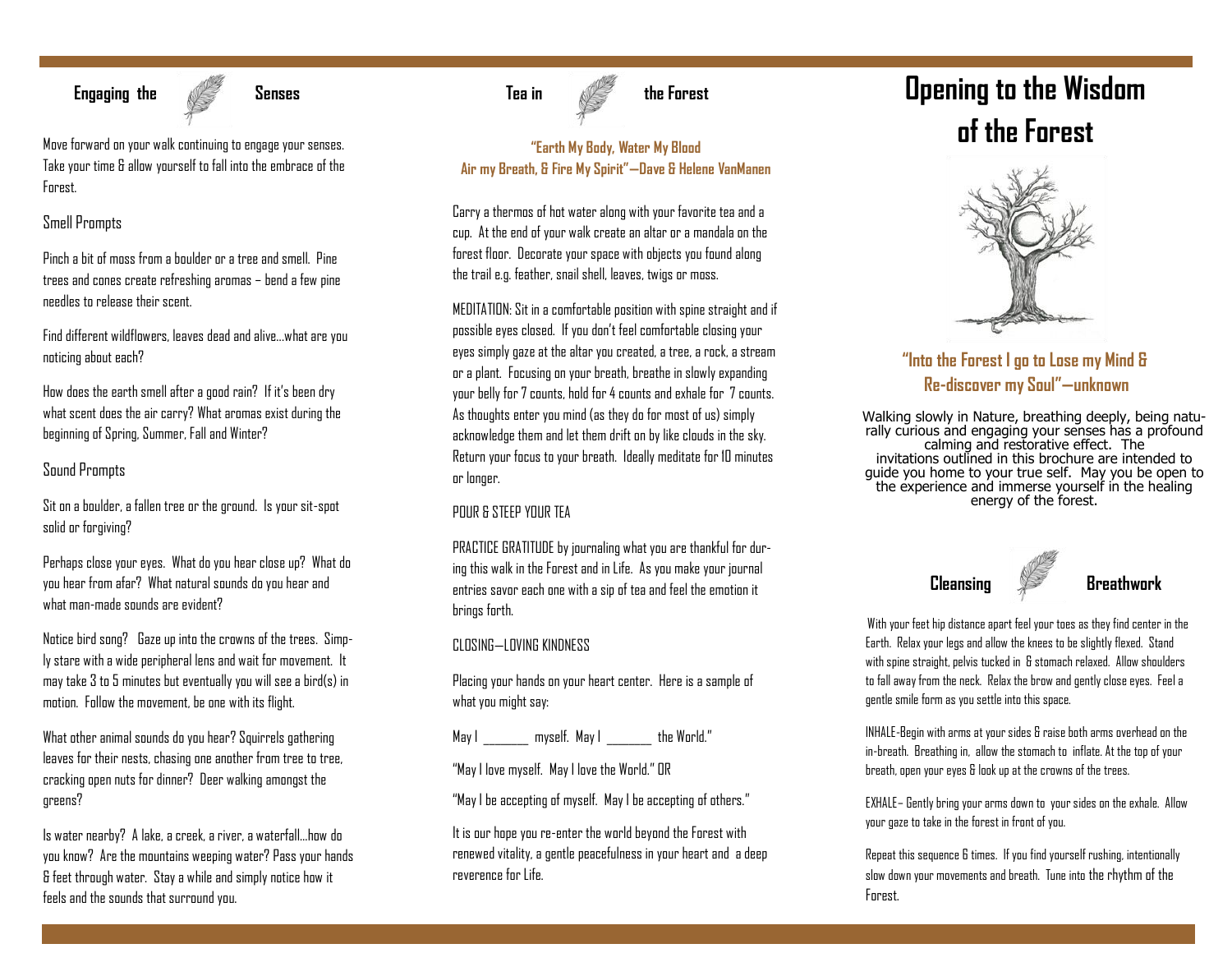## Engaging the Senses

Move forward on your walk continuing to engage your senses. Take your time & allow yourself to fall into the embrace of the Forest.

Smell Prompts

Pinch a bit of moss from a boulder or a tree and smell. Pine trees and cones create refreshing aromas – bend a few pine needles to release their scent.

Find different wildflowers, leaves dead and alive…what are you noticing about each?

How does the earth smell after a good rain? If it's been dry what scent does the air carry? What aromas exist during the beginning of Spring, Summer, Fall and Winter?

Sound Prompts

Sit on a boulder, a fallen tree or the ground. Is your sit-spot solid or forgiving?

Perhaps close your eyes. What do you hear close up? What do you hear from afar? What natural sounds do you hear and what man-made sounds are evident?

Notice bird song? Gaze up into the crowns of the trees. Simply stare with a wide peripheral lens and wait for movement. It may take 3 to 5 minutes but eventually you will see a bird(s) in motion. Follow the movement, be one with its flight.

What other animal sounds do you hear? Squirrels gathering leaves for their nests, chasing one another from tree to tree, cracking open nuts for dinner? Deer walking amongst the greens?

Is water nearby? A lake, a creek, a river, a waterfall…how do you know? Are the mountains weeping water? Pass your hands & feet through water. Stay a while and simply notice how it feels and the sounds that surround you.

## Tea in the Forest

**"Earth My Body, Water My Blood Air my Breath, & Fire My Spirit"—Dave & Helene VanManen**

Carry a thermos of hot water along with your favorite tea and a cup. At the end of your walk create an altar or a mandala on the forest floor. Decorate your space with objects you found along the trail e.g. feather, snail shell, leaves, twigs or moss.

MEDITATION: Sit in a comfortable position with spine straight and if possible eyes closed. If you don't feel comfortable closing your eyes simply gaze at the altar you created, a tree, a rock, a stream or a plant. Focusing on your breath, breathe in slowly expanding your belly for 7 counts, hold for 4 counts and exhale for 7 counts. As thoughts enter you mind (as they do for most of us) simply acknowledge them and let them drift on by like clouds in the sky. Return your focus to your breath. Ideally meditate for 10 minutes or longer.

POUR & STEEP YOUR TEA

PRACTICE GRATITUDE by journaling what you are thankful for during this walk in the Forest and in Life. As you make your journal entries savor each one with a sip of tea and feel the emotion it brings forth.

CLOSING—LOVING KINDNESS

Placing your hands on your heart center. Here is a sample of what you might say:

May I _______ myself. May I _______ the World."

"May I love myself. May I love the World." OR

"May I be accepting of myself. May I be accepting of others."

It is our hope you re-enter the world beyond the Forest with renewed vitality, a gentle peacefulness in your heart and a deep reverence for Life.

# Opening to the Wisdom of the Forest

**"Into the Forest I go to Lose my Mind & Re-discover my Soul"—unknown**

Walking slowly in Nature, breathing deeply, being naturally curious and engaging your senses has a profound calming and restorative effect. The invitations outlined in this brochure are intended to guide you home to your true self. May you be open to the experience and immerse yourself in the healing energy of the forest.

## Cleansing Breathwork

With your feet hip distance apart feel your toes as they find center in the Earth. Relax your legs and allow the knees to be slightly flexed. Stand with spine straight, pelvis tucked in & stomach relaxed. Allow shoulders to fall away from the neck. Relax the brow and gently close eyes. Feel a gentle smile form as you settle into this space.

INHALE-Begin with arms at your sides & raise both arms overhead on the in-breath. Breathing in, allow the stomach to inflate. At the top of your breath, open your eyes & look up at the crowns of the trees.

EXHALE– Gently bring your arms down to your sides on the exhale. Allow your gaze to take in the forest in front of you.

Repeat this sequence 6 times. If you find yourself rushing, intentionally slow down your movements and breath. Tune into the rhythm of the Forest.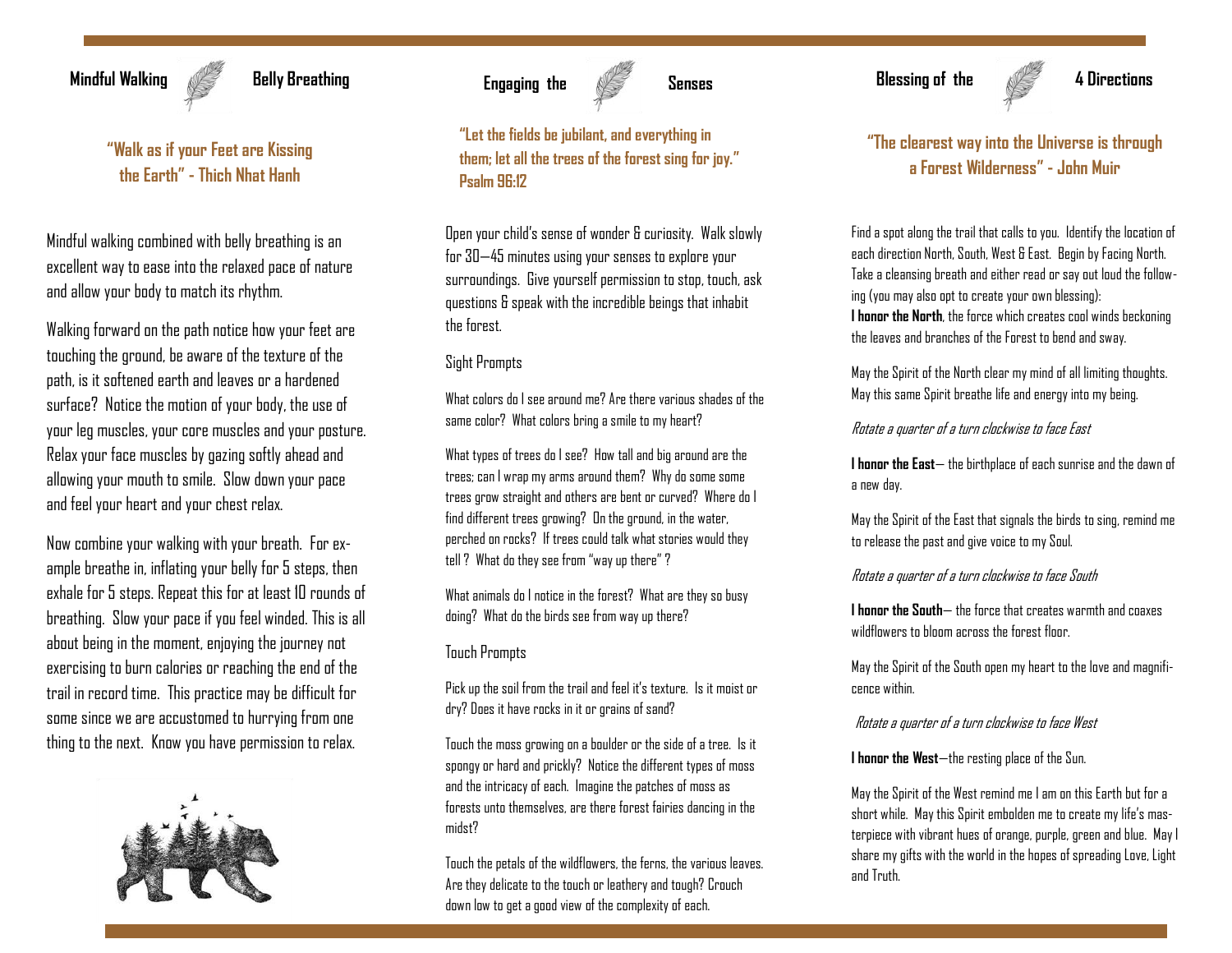## Mindful Walking Belly Breathing

**"Walk as if your Feet are Kissing the Earth" - Thich Nhat Hanh**

Mindful walking combined with belly breathing is an excellent way to ease into the relaxed pace of nature and allow your body to match its rhythm.

Walking forward on the path notice how your feet are touching the ground, be aware of the texture of the path, is it softened earth and leaves or a hardened surface? Notice the motion of your body, the use of your leg muscles, your core muscles and your posture. Relax your face muscles by gazing softly ahead and allowing your mouth to smile. Slow down your pace and feel your heart and your chest relax.

Now combine your walking with your breath. For example breathe in, inflating your belly for 5 steps, then exhale for 5 steps. Repeat this for at least 10 rounds of breathing. Slow your pace if you feel winded. This is all about being in the moment, enjoying the journey not exercising to burn calories or reaching the end of the trail in record time. This practice may be difficult for some since we are accustomed to hurrying from one thing to the next. Know you have permission to relax.

## Engaging the Senses

**"Let the fields be jubilant, and everything in them; let all the trees of the forest sing for joy." Psalm 96:12**

Open your child's sense of wonder & curiosity. Walk slowly for 30—45 minutes using your senses to explore your surroundings. Give yourself permission to stop, touch, ask questions & speak with the incredible beings that inhabit the forest.

Sight Prompts

What colors do I see around me? Are there various shades of the same color? What colors bring a smile to my heart?

What types of trees do I see? How tall and big around are the trees; can I wrap my arms around them? Why do some some trees grow straight and others are bent or curved? Where do I find different trees growing? On the ground, in the water, perched on rocks? If trees could talk what stories would they tell ? What do they see from "way up there" ?

What animals do I notice in the forest? What are they so busy doing? What do the birds see from way up there?

Touch Prompts

Pick up the soil from the trail and feel it's texture. Is it moist or dry? Does it have rocks in it or grains of sand?

Touch the moss growing on a boulder or the side of a tree. Is it spongy or hard and prickly? Notice the different types of moss and the intricacy of each. Imagine the patches of moss as forests unto themselves, are there forest fairies dancing in the midst?

Touch the petals of the wildflowers, the ferns, the various leaves. Are they delicate to the touch or leathery and tough? Crouch down low to get a good view of the complexity of each.

## Blessing of the 4 Directions

**"The clearest way into the Universe is through a Forest Wilderness" - John Muir**

Find a spot along the trail that calls to you. Identify the location of each direction North, South, West & East. Begin by Facing North. Take a cleansing breath and either read or say out loud the following (you may also opt to create your own blessing):
**I honor the North**, the force which creates cool winds beckoning the leaves and branches of the Forest to bend and sway.

May the Spirit of the North clear my mind of all limiting thoughts. May this same Spirit breathe life and energy into my being.

*Rotate a quarter of a turn clockwise to face East*

**I honor the East**— the birthplace of each sunrise and the dawn of a new day.

May the Spirit of the East that signals the birds to sing, remind me to release the past and give voice to my Soul.

*Rotate a quarter of a turn clockwise to face South*

**I honor the South**— the force that creates warmth and coaxes wildflowers to bloom across the forest floor.

May the Spirit of the South open my heart to the love and magnificence within.

*Rotate a quarter of a turn clockwise to face West*

**I honor the West**—the resting place of the Sun.

May the Spirit of the West remind me I am on this Earth but for a short while. May this Spirit embolden me to create my life's masterpiece with vibrant hues of orange, purple, green and blue. May I share my gifts with the world in the hopes of spreading Love, Light and Truth.